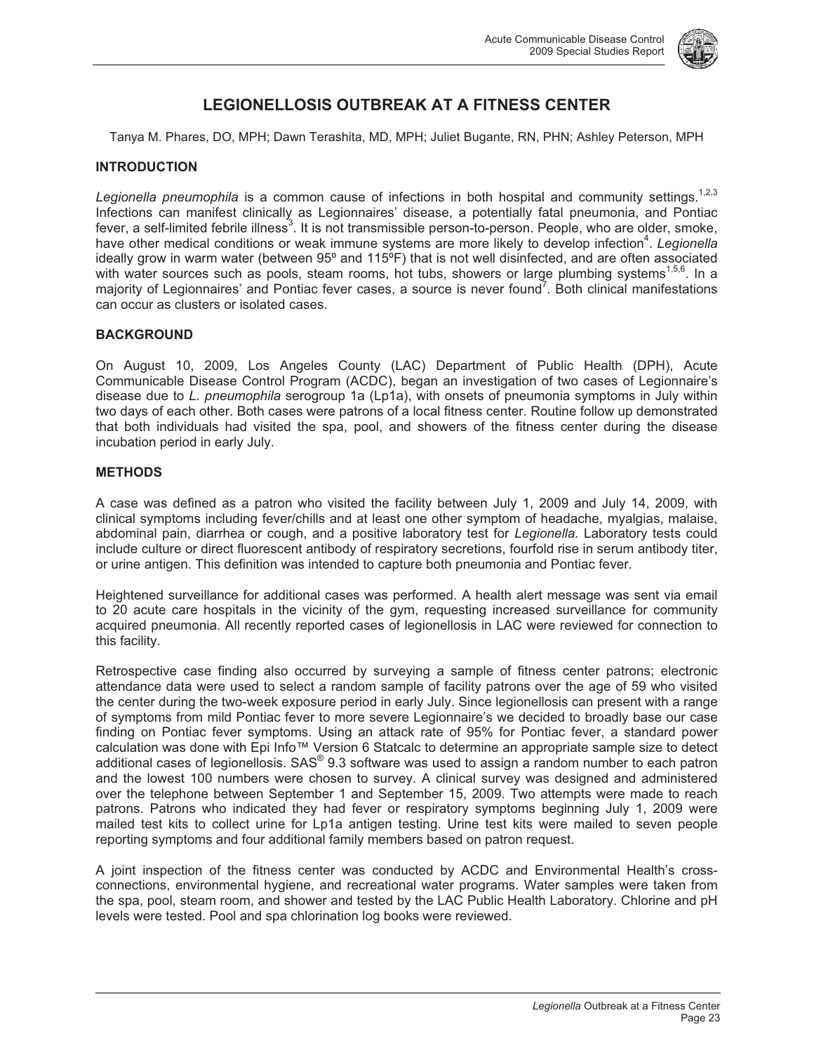# LEGIONELLOSIS OUTBREAK AT A FITNESS CENTER

Tanya M. Phares, DO, MPH; Dawn Terashita, MD, MPH; Juliet Bugante, RN, PHN; Ashley Peterson, MPH

## INTRODUCTION

*Legionella pneumophila* is a common cause of infections in both hospital and community settings.[1,2,3] Infections can manifest clinically as Legionnaires' disease, a potentially fatal pneumonia, and Pontiac fever, a self-limited febrile illness[3]. It is not transmissible person-to-person. People, who are older, smoke, have other medical conditions or weak immune systems are more likely to develop infection[4]. *Legionella* ideally grow in warm water (between 95º and 115ºF) that is not well disinfected, and are often associated with water sources such as pools, steam rooms, hot tubs, showers or large plumbing systems[1,5,6]. In a majority of Legionnaires' and Pontiac fever cases, a source is never found[7]. Both clinical manifestations can occur as clusters or isolated cases.

## BACKGROUND

On August 10, 2009, Los Angeles County (LAC) Department of Public Health (DPH), Acute Communicable Disease Control Program (ACDC), began an investigation of two cases of Legionnaire's disease due to *L. pneumophila* serogroup 1a (Lp1a), with onsets of pneumonia symptoms in July within two days of each other. Both cases were patrons of a local fitness center. Routine follow up demonstrated that both individuals had visited the spa, pool, and showers of the fitness center during the disease incubation period in early July.

## METHODS

A case was defined as a patron who visited the facility between July 1, 2009 and July 14, 2009, with clinical symptoms including fever/chills and at least one other symptom of headache, myalgias, malaise, abdominal pain, diarrhea or cough, and a positive laboratory test for *Legionella.* Laboratory tests could include culture or direct fluorescent antibody of respiratory secretions, fourfold rise in serum antibody titer, or urine antigen. This definition was intended to capture both pneumonia and Pontiac fever.

Heightened surveillance for additional cases was performed. A health alert message was sent via email to 20 acute care hospitals in the vicinity of the gym, requesting increased surveillance for community acquired pneumonia. All recently reported cases of legionellosis in LAC were reviewed for connection to this facility.

Retrospective case finding also occurred by surveying a sample of fitness center patrons; electronic attendance data were used to select a random sample of facility patrons over the age of 59 who visited the center during the two-week exposure period in early July. Since legionellosis can present with a range of symptoms from mild Pontiac fever to more severe Legionnaire's we decided to broadly base our case finding on Pontiac fever symptoms. Using an attack rate of 95% for Pontiac fever, a standard power calculation was done with Epi Info™ Version 6 Statcalc to determine an appropriate sample size to detect additional cases of legionellosis. SAS® 9.3 software was used to assign a random number to each patron and the lowest 100 numbers were chosen to survey. A clinical survey was designed and administered over the telephone between September 1 and September 15, 2009. Two attempts were made to reach patrons. Patrons who indicated they had fever or respiratory symptoms beginning July 1, 2009 were mailed test kits to collect urine for Lp1a antigen testing. Urine test kits were mailed to seven people reporting symptoms and four additional family members based on patron request.

A joint inspection of the fitness center was conducted by ACDC and Environmental Health's cross-connections, environmental hygiene, and recreational water programs. Water samples were taken from the spa, pool, steam room, and shower and tested by the LAC Public Health Laboratory. Chlorine and pH levels were tested. Pool and spa chlorination log books were reviewed.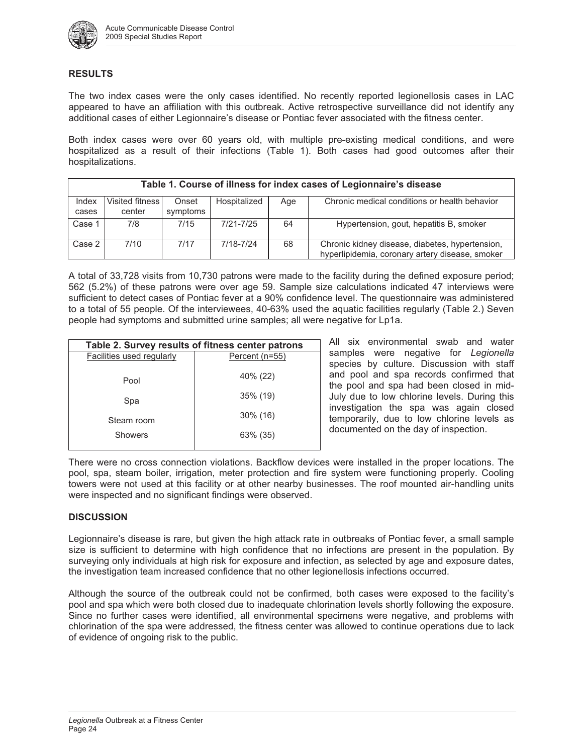## RESULTS

The two index cases were the only cases identified. No recently reported legionellosis cases in LAC appeared to have an affiliation with this outbreak. Active retrospective surveillance did not identify any additional cases of either Legionnaire's disease or Pontiac fever associated with the fitness center.

Both index cases were over 60 years old, with multiple pre-existing medical conditions, and were hospitalized as a result of their infections (Table 1). Both cases had good outcomes after their hospitalizations.

| Table 1. Course of illness for index cases of Legionnaire's disease | | | | | |
|---|---|---|---|---|---|
| Index cases | Visited fitness center | Onset symptoms | Hospitalized | Age | Chronic medical conditions or health behavior |
| Case 1 | 7/8 | 7/15 | 7/21-7/25 | 64 | Hypertension, gout, hepatitis B, smoker |
| Case 2 | 7/10 | 7/17 | 7/18-7/24 | 68 | Chronic kidney disease, diabetes, hypertension, hyperlipidemia, coronary artery disease, smoker |

A total of 33,728 visits from 10,730 patrons were made to the facility during the defined exposure period; 562 (5.2%) of these patrons were over age 59. Sample size calculations indicated 47 interviews were sufficient to detect cases of Pontiac fever at a 90% confidence level. The questionnaire was administered to a total of 55 people. Of the interviewees, 40-63% used the aquatic facilities regularly (Table 2.) Seven people had symptoms and submitted urine samples; all were negative for Lp1a.

| Table 2. Survey results of fitness center patrons | |
|---|---|
| Facilities used regularly | Percent (n=55) |
| Pool | 40% (22) |
| Spa | 35% (19) |
| Steam room | 30% (16) |
| Showers | 63% (35) |

All six environmental swab and water samples were negative for *Legionella* species by culture. Discussion with staff and pool and spa records confirmed that the pool and spa had been closed in mid-July due to low chlorine levels. During this investigation the spa was again closed temporarily, due to low chlorine levels as documented on the day of inspection.

There were no cross connection violations. Backflow devices were installed in the proper locations. The pool, spa, steam boiler, irrigation, meter protection and fire system were functioning properly. Cooling towers were not used at this facility or at other nearby businesses. The roof mounted air-handling units were inspected and no significant findings were observed.

## DISCUSSION

Legionnaire's disease is rare, but given the high attack rate in outbreaks of Pontiac fever, a small sample size is sufficient to determine with high confidence that no infections are present in the population. By surveying only individuals at high risk for exposure and infection, as selected by age and exposure dates, the investigation team increased confidence that no other legionellosis infections occurred.

Although the source of the outbreak could not be confirmed, both cases were exposed to the facility's pool and spa which were both closed due to inadequate chlorination levels shortly following the exposure. Since no further cases were identified, all environmental specimens were negative, and problems with chlorination of the spa were addressed, the fitness center was allowed to continue operations due to lack of evidence of ongoing risk to the public.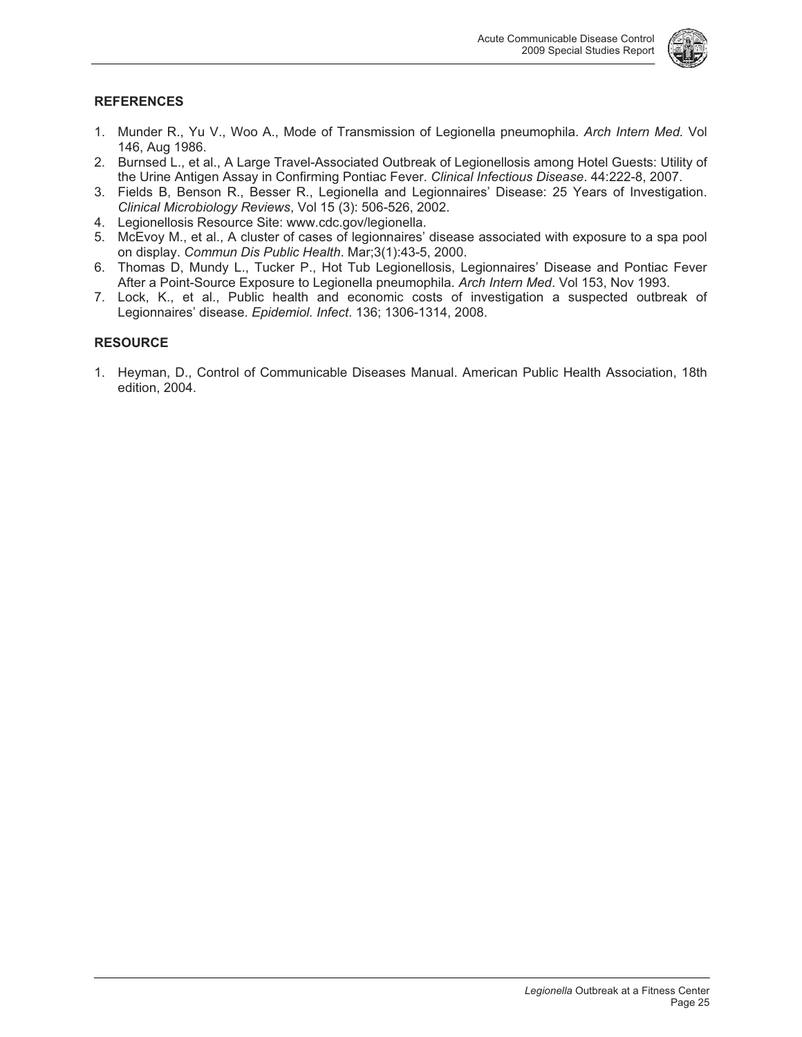## REFERENCES

1. Munder R., Yu V., Woo A., Mode of Transmission of Legionella pneumophila. *Arch Intern Med.* Vol 146, Aug 1986.
2. Burnsed L., et al., A Large Travel-Associated Outbreak of Legionellosis among Hotel Guests: Utility of the Urine Antigen Assay in Confirming Pontiac Fever. *Clinical Infectious Disease*. 44:222-8, 2007.
3. Fields B, Benson R., Besser R., Legionella and Legionnaires' Disease: 25 Years of Investigation. *Clinical Microbiology Reviews*, Vol 15 (3): 506-526, 2002.
4. Legionellosis Resource Site: www.cdc.gov/legionella.
5. McEvoy M., et al., A cluster of cases of legionnaires' disease associated with exposure to a spa pool on display. *Commun Dis Public Health*. Mar;3(1):43-5, 2000.
6. Thomas D, Mundy L., Tucker P., Hot Tub Legionellosis, Legionnaires' Disease and Pontiac Fever After a Point-Source Exposure to Legionella pneumophila. *Arch Intern Med*. Vol 153, Nov 1993.
7. Lock, K., et al., Public health and economic costs of investigation a suspected outbreak of Legionnaires' disease. *Epidemiol. Infect*. 136; 1306-1314, 2008.

## RESOURCE

1. Heyman, D., Control of Communicable Diseases Manual. American Public Health Association, 18th edition, 2004.